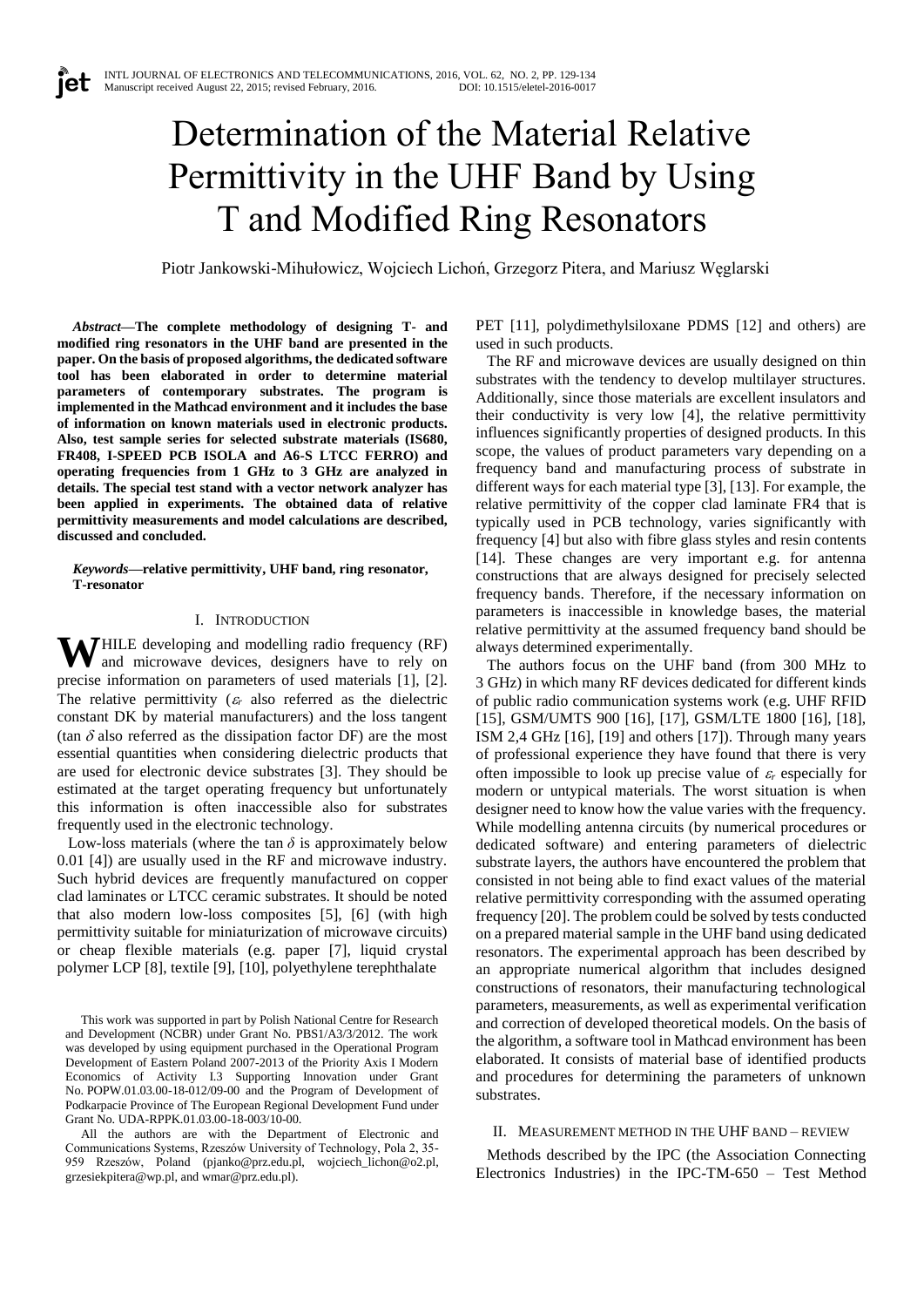# Determination of the Material Relative Permittivity in the UHF Band by Using T and Modified Ring Resonators

Piotr Jankowski-Mihułowicz, Wojciech Lichoń, Grzegorz Pitera, and Mariusz Węglarski

***Abstract*—The complete methodology of designing T- and modified ring resonators in the UHF band are presented in the paper. On the basis of proposed algorithms, the dedicated software tool has been elaborated in order to determine material parameters of contemporary substrates. The program is implemented in the Mathcad environment and it includes the base of information on known materials used in electronic products. Also, test sample series for selected substrate materials (IS680, FR408, I-SPEED PCB ISOLA and A6-S LTCC FERRO) and operating frequencies from 1 GHz to 3 GHz are analyzed in details. The special test stand with a vector network analyzer has been applied in experiments. The obtained data of relative permittivity measurements and model calculations are described, discussed and concluded.**

***Keywords*—relative permittivity, UHF band, ring resonator, T-resonator**

## I. Introduction

While developing and modelling radio frequency (RF) and microwave devices, designers have to rely on precise information on parameters of used materials [1], [2]. The relative permittivity ($\varepsilon_r$ also referred as the dielectric constant DK by material manufacturers) and the loss tangent ($\tan \delta$ also referred as the dissipation factor DF) are the most essential quantities when considering dielectric products that are used for electronic device substrates [3]. They should be estimated at the target operating frequency but unfortunately this information is often inaccessible also for substrates frequently used in the electronic technology.

Low-loss materials (where the $\tan \delta$ is approximately below 0.01 [4]) are usually used in the RF and microwave industry. Such hybrid devices are frequently manufactured on copper clad laminates or LTCC ceramic substrates. It should be noted that also modern low-loss composites [5], [6] (with high permittivity suitable for miniaturization of microwave circuits) or cheap flexible materials (e.g. paper [7], liquid crystal polymer LCP [8], textile [9], [10], polyethylene terephthalate PET [11], polydimethylsiloxane PDMS [12] and others) are used in such products.

The RF and microwave devices are usually designed on thin substrates with the tendency to develop multilayer structures. Additionally, since those materials are excellent insulators and their conductivity is very low [4], the relative permittivity influences significantly properties of designed products. In this scope, the values of product parameters vary depending on a frequency band and manufacturing process of substrate in different ways for each material type [3], [13]. For example, the relative permittivity of the copper clad laminate FR4 that is typically used in PCB technology, varies significantly with frequency [4] but also with fibre glass styles and resin contents [14]. These changes are very important e.g. for antenna constructions that are always designed for precisely selected frequency bands. Therefore, if the necessary information on parameters is inaccessible in knowledge bases, the material relative permittivity at the assumed frequency band should be always determined experimentally.

The authors focus on the UHF band (from 300 MHz to 3 GHz) in which many RF devices dedicated for different kinds of public radio communication systems work (e.g. UHF RFID [15], GSM/UMTS 900 [16], [17], GSM/LTE 1800 [16], [18], ISM 2,4 GHz [16], [19] and others [17]). Through many years of professional experience they have found that there is very often impossible to look up precise value of $\varepsilon_r$ especially for modern or untypical materials. The worst situation is when designer need to know how the value varies with the frequency. While modelling antenna circuits (by numerical procedures or dedicated software) and entering parameters of dielectric substrate layers, the authors have encountered the problem that consisted in not being able to find exact values of the material relative permittivity corresponding with the assumed operating frequency [20]. The problem could be solved by tests conducted on a prepared material sample in the UHF band using dedicated resonators. The experimental approach has been described by an appropriate numerical algorithm that includes designed constructions of resonators, their manufacturing technological parameters, measurements, as well as experimental verification and correction of developed theoretical models. On the basis of the algorithm, a software tool in Mathcad environment has been elaborated. It consists of material base of identified products and procedures for determining the parameters of unknown substrates.

## II. Measurement method in the UHF band – review

Methods described by the IPC (the Association Connecting Electronics Industries) in the IPC-TM-650 – Test Method

This work was supported in part by Polish National Centre for Research and Development (NCBR) under Grant No. PBS1/A3/3/2012. The work was developed by using equipment purchased in the Operational Program Development of Eastern Poland 2007-2013 of the Priority Axis I Modern Economics of Activity I.3 Supporting Innovation under Grant No. POPW.01.03.00-18-012/09-00 and the Program of Development of Podkarpacie Province of The European Regional Development Fund under Grant No. UDA-RPPK.01.03.00-18-003/10-00.

All the authors are with the Department of Electronic and Communications Systems, Rzeszów University of Technology, Pola 2, 35-959 Rzeszów, Poland (pjanko@prz.edu.pl, wojciech_lichon@o2.pl, grzesiekpitera@wp.pl, and wmar@prz.edu.pl).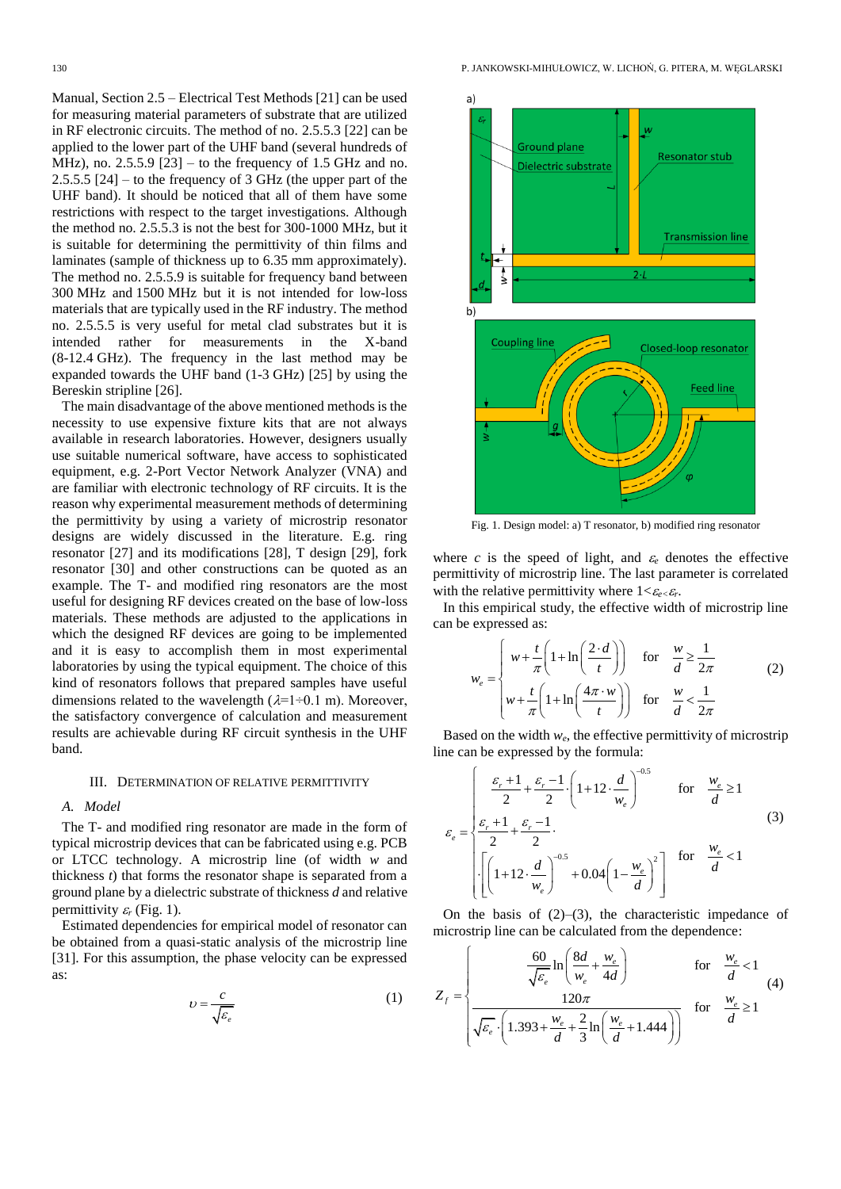Manual, Section 2.5 – Electrical Test Methods [21] can be used for measuring material parameters of substrate that are utilized in RF electronic circuits. The method of no. 2.5.5.3 [22] can be applied to the lower part of the UHF band (several hundreds of MHz), no. 2.5.5.9 [23] – to the frequency of 1.5 GHz and no. 2.5.5.5 [24] – to the frequency of 3 GHz (the upper part of the UHF band). It should be noticed that all of them have some restrictions with respect to the target investigations. Although the method no. 2.5.5.3 is not the best for 300-1000 MHz, but it is suitable for determining the permittivity of thin films and laminates (sample of thickness up to 6.35 mm approximately). The method no. 2.5.5.9 is suitable for frequency band between 300 MHz and 1500 MHz but it is not intended for low-loss materials that are typically used in the RF industry. The method no. 2.5.5.5 is very useful for metal clad substrates but it is intended rather for measurements in the X-band (8-12.4 GHz). The frequency in the last method may be expanded towards the UHF band (1-3 GHz) [25] by using the Bereskin stripline [26].

The main disadvantage of the above mentioned methods is the necessity to use expensive fixture kits that are not always available in research laboratories. However, designers usually use suitable numerical software, have access to sophisticated equipment, e.g. 2-Port Vector Network Analyzer (VNA) and are familiar with electronic technology of RF circuits. It is the reason why experimental measurement methods of determining the permittivity by using a variety of microstrip resonator designs are widely discussed in the literature. E.g. ring resonator [27] and its modifications [28], T design [29], fork resonator [30] and other constructions can be quoted as an example. The T- and modified ring resonators are the most useful for designing RF devices created on the base of low-loss materials. These methods are adjusted to the applications in which the designed RF devices are going to be implemented and it is easy to accomplish them in most experimental laboratories by using the typical equipment. The choice of this kind of resonators follows that prepared samples have useful dimensions related to the wavelength ($\lambda$=1÷0.1 m). Moreover, the satisfactory convergence of calculation and measurement results are achievable during RF circuit synthesis in the UHF band.

## III. Determination of Relative Permittivity

### A. Model

The T- and modified ring resonator are made in the form of typical microstrip devices that can be fabricated using e.g. PCB or LTCC technology. A microstrip line (of width $w$ and thickness $t$) that forms the resonator shape is separated from a ground plane by a dielectric substrate of thickness $d$ and relative permittivity $\varepsilon_r$ (Fig. 1).

Estimated dependencies for empirical model of resonator can be obtained from a quasi-static analysis of the microstrip line [31]. For this assumption, the phase velocity can be expressed as:

$$\upsilon = \frac{c}{\sqrt{\varepsilon_e}} \tag{1}$$

Fig. 1. Design model: a) T resonator, b) modified ring resonator

where $c$ is the speed of light, and $\varepsilon_e$ denotes the effective permittivity of microstrip line. The last parameter is correlated with the relative permittivity where $1<\varepsilon_e<\varepsilon_r$.

In this empirical study, the effective width of microstrip line can be expressed as:

$$w_e = \begin{cases} w + \dfrac{t}{\pi}\left(1+\ln\left(\dfrac{2\cdot d}{t}\right)\right) & \text{for} \quad \dfrac{w}{d} \geq \dfrac{1}{2\pi} \\[2ex] w + \dfrac{t}{\pi}\left(1+\ln\left(\dfrac{4\pi\cdot w}{t}\right)\right) & \text{for} \quad \dfrac{w}{d} < \dfrac{1}{2\pi} \end{cases} \tag{2}$$

Based on the width $w_e$, the effective permittivity of microstrip line can be expressed by the formula:

$$\varepsilon_e = \begin{cases} \dfrac{\varepsilon_r+1}{2} + \dfrac{\varepsilon_r-1}{2}\cdot\left(1+12\cdot\dfrac{d}{w_e}\right)^{-0.5} & \text{for} \quad \dfrac{w_e}{d} \geq 1 \\[2ex] \dfrac{\varepsilon_r+1}{2} + \dfrac{\varepsilon_r-1}{2}\cdot \\ \cdot\left[\left(1+12\cdot\dfrac{d}{w_e}\right)^{-0.5} + 0.04\left(1-\dfrac{w_e}{d}\right)^2\right] & \text{for} \quad \dfrac{w_e}{d} < 1 \end{cases} \tag{3}$$

On the basis of (2)–(3), the characteristic impedance of microstrip line can be calculated from the dependence:

$$Z_f = \begin{cases} \dfrac{60}{\sqrt{\varepsilon_e}}\ln\left(\dfrac{8d}{w_e}+\dfrac{w_e}{4d}\right) & \text{for} \quad \dfrac{w_e}{d} < 1 \\[2ex] \dfrac{120\pi}{\sqrt{\varepsilon_e}\cdot\left(1.393+\dfrac{w_e}{d}+\dfrac{2}{3}\ln\left(\dfrac{w_e}{d}+1.444\right)\right)} & \text{for} \quad \dfrac{w_e}{d} \geq 1 \end{cases} \tag{4}$$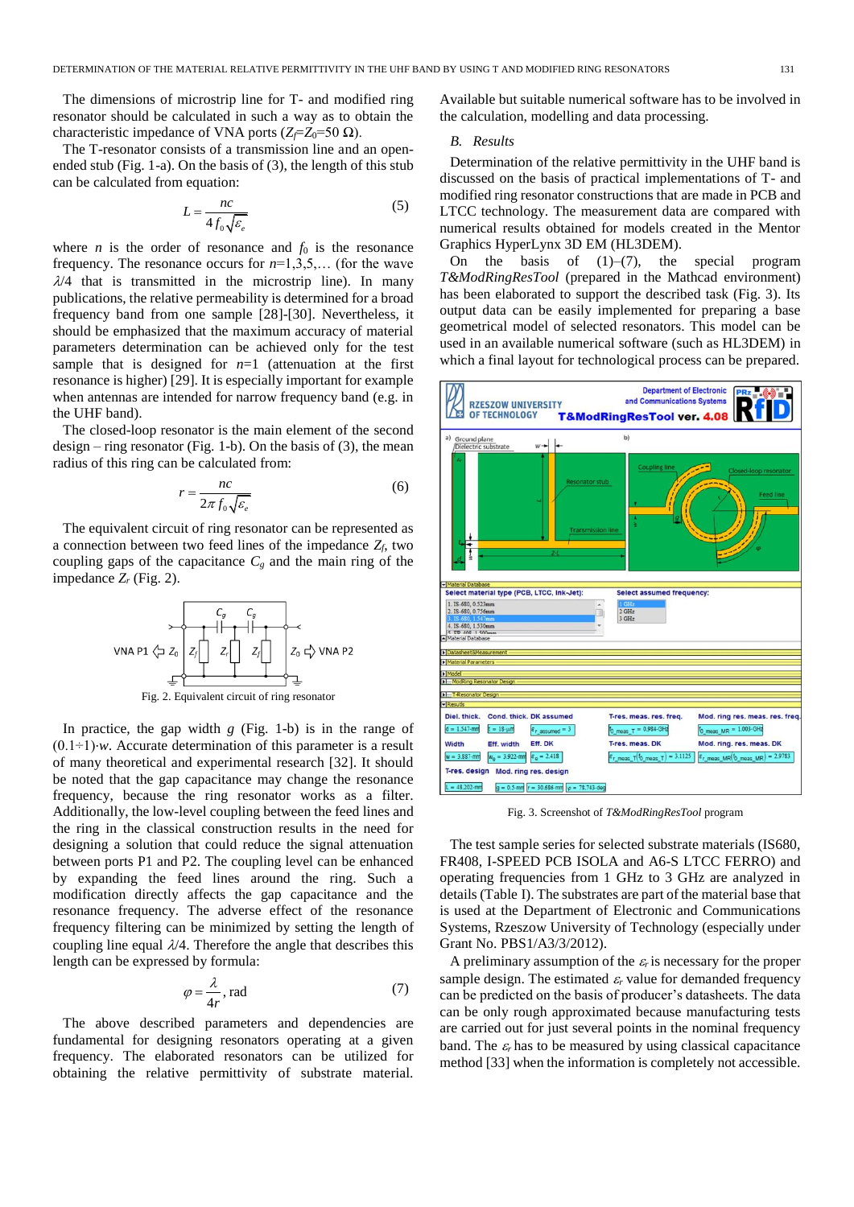The dimensions of microstrip line for T- and modified ring resonator should be calculated in such a way as to obtain the characteristic impedance of VNA ports ($Z_f$=$Z_0$=50 Ω).

The T-resonator consists of a transmission line and an open-ended stub (Fig. 1-a). On the basis of (3), the length of this stub can be calculated from equation:

$$L = \frac{nc}{4 f_0 \sqrt{\varepsilon_e}} \tag{5}$$

where $n$ is the order of resonance and $f_0$ is the resonance frequency. The resonance occurs for $n$=1,3,5,… (for the wave $\lambda$/4 that is transmitted in the microstrip line). In many publications, the relative permeability is determined for a broad frequency band from one sample [28]-[30]. Nevertheless, it should be emphasized that the maximum accuracy of material parameters determination can be achieved only for the test sample that is designed for $n$=1 (attenuation at the first resonance is higher) [29]. It is especially important for example when antennas are intended for narrow frequency band (e.g. in the UHF band).

The closed-loop resonator is the main element of the second design – ring resonator (Fig. 1-b). On the basis of (3), the mean radius of this ring can be calculated from:

$$r = \frac{nc}{2\pi f_0 \sqrt{\varepsilon_e}} \tag{6}$$

The equivalent circuit of ring resonator can be represented as a connection between two feed lines of the impedance $Z_f$, two coupling gaps of the capacitance $C_g$ and the main ring of the impedance $Z_r$ (Fig. 2).

Fig. 2. Equivalent circuit of ring resonator

In practice, the gap width $g$ (Fig. 1-b) is in the range of (0.1÷1)·$w$. Accurate determination of this parameter is a result of many theoretical and experimental research [32]. It should be noted that the gap capacitance may change the resonance frequency, because the ring resonator works as a filter. Additionally, the low-level coupling between the feed lines and the ring in the classical construction results in the need for designing a solution that could reduce the signal attenuation between ports P1 and P2. The coupling level can be enhanced by expanding the feed lines around the ring. Such a modification directly affects the gap capacitance and the resonance frequency. The adverse effect of the resonance frequency filtering can be minimized by setting the length of coupling line equal $\lambda$/4. Therefore the angle that describes this length can be expressed by formula:

$$\varphi = \frac{\lambda}{4r}, \text{rad} \tag{7}$$

The above described parameters and dependencies are fundamental for designing resonators operating at a given frequency. The elaborated resonators can be utilized for obtaining the relative permittivity of substrate material. Available but suitable numerical software has to be involved in the calculation, modelling and data processing.

### B. Results

Determination of the relative permittivity in the UHF band is discussed on the basis of practical implementations of T- and modified ring resonator constructions that are made in PCB and LTCC technology. The measurement data are compared with numerical results obtained for models created in the Mentor Graphics HyperLynx 3D EM (HL3DEM).

On the basis of (1)–(7), the special program *T&ModRingResTool* (prepared in the Mathcad environment) has been elaborated to support the described task (Fig. 3). Its output data can be easily implemented for preparing a base geometrical model of selected resonators. This model can be used in an available numerical software (such as HL3DEM) in which a final layout for technological process can be prepared.

Fig. 3. Screenshot of *T&ModRingResTool* program

The test sample series for selected substrate materials (IS680, FR408, I-SPEED PCB ISOLA and A6-S LTCC FERRO) and operating frequencies from 1 GHz to 3 GHz are analyzed in details (Table I). The substrates are part of the material base that is used at the Department of Electronic and Communications Systems, Rzeszow University of Technology (especially under Grant No. PBS1/A3/3/2012).

A preliminary assumption of the $\varepsilon_r$ is necessary for the proper sample design. The estimated $\varepsilon_r$ value for demanded frequency can be predicted on the basis of producer's datasheets. The data can be only rough approximated because manufacturing tests are carried out for just several points in the nominal frequency band. The $\varepsilon_r$ has to be measured by using classical capacitance method [33] when the information is completely not accessible.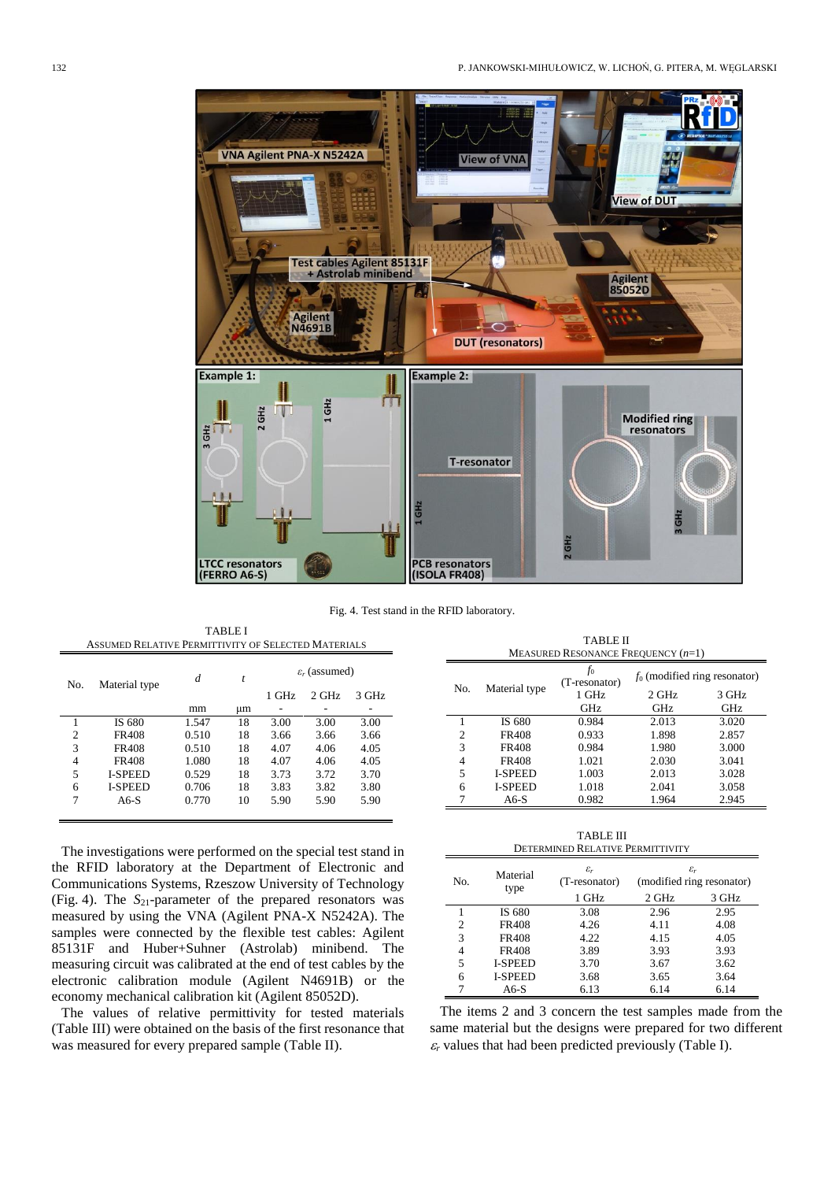Fig. 4. Test stand in the RFID laboratory.

TABLE I
ASSUMED RELATIVE PERMITTIVITY OF SELECTED MATERIALS

| No. | Material type | $d$ | $t$ | $\varepsilon_r$ (assumed) | | |
|---|---|---|---|---|---|---|
| | | | | 1 GHz | 2 GHz | 3 GHz |
| | | mm | µm | - | - | - |
| 1 | IS 680 | 1.547 | 18 | 3.00 | 3.00 | 3.00 |
| 2 | FR408 | 0.510 | 18 | 3.66 | 3.66 | 3.66 |
| 3 | FR408 | 0.510 | 18 | 4.07 | 4.06 | 4.05 |
| 4 | FR408 | 1.080 | 18 | 4.07 | 4.06 | 4.05 |
| 5 | I-SPEED | 0.529 | 18 | 3.73 | 3.72 | 3.70 |
| 6 | I-SPEED | 0.706 | 18 | 3.83 | 3.82 | 3.80 |
| 7 | A6-S | 0.770 | 10 | 5.90 | 5.90 | 5.90 |

The investigations were performed on the special test stand in the RFID laboratory at the Department of Electronic and Communications Systems, Rzeszow University of Technology (Fig. 4). The $S_{21}$-parameter of the prepared resonators was measured by using the VNA (Agilent PNA-X N5242A). The samples were connected by the flexible test cables: Agilent 85131F and Huber+Suhner (Astrolab) minibend. The measuring circuit was calibrated at the end of test cables by the electronic calibration module (Agilent N4691B) or the economy mechanical calibration kit (Agilent 85052D).

The values of relative permittivity for tested materials (Table III) were obtained on the basis of the first resonance that was measured for every prepared sample (Table II).

TABLE II
MEASURED RESONANCE FREQUENCY ($n$=1)

| No. | Material type | $f_0$ (T-resonator) | $f_0$ (modified ring resonator) | |
|---|---|---|---|---|
| | | 1 GHz | 2 GHz | 3 GHz |
| | | GHz | GHz | GHz |
| 1 | IS 680 | 0.984 | 2.013 | 3.020 |
| 2 | FR408 | 0.933 | 1.898 | 2.857 |
| 3 | FR408 | 0.984 | 1.980 | 3.000 |
| 4 | FR408 | 1.021 | 2.030 | 3.041 |
| 5 | I-SPEED | 1.003 | 2.013 | 3.028 |
| 6 | I-SPEED | 1.018 | 2.041 | 3.058 |
| 7 | A6-S | 0.982 | 1.964 | 2.945 |

TABLE III
DETERMINED RELATIVE PERMITTIVITY

| No. | Material type | $\varepsilon_r$ (T-resonator) | $\varepsilon_r$ (modified ring resonator) | |
|---|---|---|---|---|
| | | 1 GHz | 2 GHz | 3 GHz |
| 1 | IS 680 | 3.08 | 2.96 | 2.95 |
| 2 | FR408 | 4.26 | 4.11 | 4.08 |
| 3 | FR408 | 4.22 | 4.15 | 4.05 |
| 4 | FR408 | 3.89 | 3.93 | 3.93 |
| 5 | I-SPEED | 3.70 | 3.67 | 3.62 |
| 6 | I-SPEED | 3.68 | 3.65 | 3.64 |
| 7 | A6-S | 6.13 | 6.14 | 6.14 |

The items 2 and 3 concern the test samples made from the same material but the designs were prepared for two different $\varepsilon_r$ values that had been predicted previously (Table I).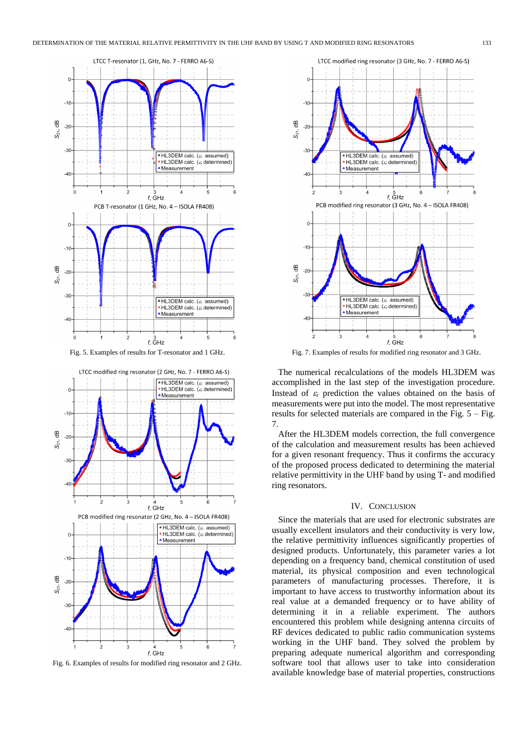Fig. 5. Examples of results for T-resonator and 1 GHz.

Fig. 6. Examples of results for modified ring resonator and 2 GHz.

Fig. 7. Examples of results for modified ring resonator and 3 GHz.

The numerical recalculations of the models HL3DEM was accomplished in the last step of the investigation procedure. Instead of $\varepsilon_r$ prediction the values obtained on the basis of measurements were put into the model. The most representative results for selected materials are compared in the Fig. 5 – Fig. 7.

After the HL3DEM models correction, the full convergence of the calculation and measurement results has been achieved for a given resonant frequency. Thus it confirms the accuracy of the proposed process dedicated to determining the material relative permittivity in the UHF band by using T- and modified ring resonators.

## IV. Conclusion

Since the materials that are used for electronic substrates are usually excellent insulators and their conductivity is very low, the relative permittivity influences significantly properties of designed products. Unfortunately, this parameter varies a lot depending on a frequency band, chemical construction of used material, its physical composition and even technological parameters of manufacturing processes. Therefore, it is important to have access to trustworthy information about its real value at a demanded frequency or to have ability of determining it in a reliable experiment. The authors encountered this problem while designing antenna circuits of RF devices dedicated to public radio communication systems working in the UHF band. They solved the problem by preparing adequate numerical algorithm and corresponding software tool that allows user to take into consideration available knowledge base of material properties, constructions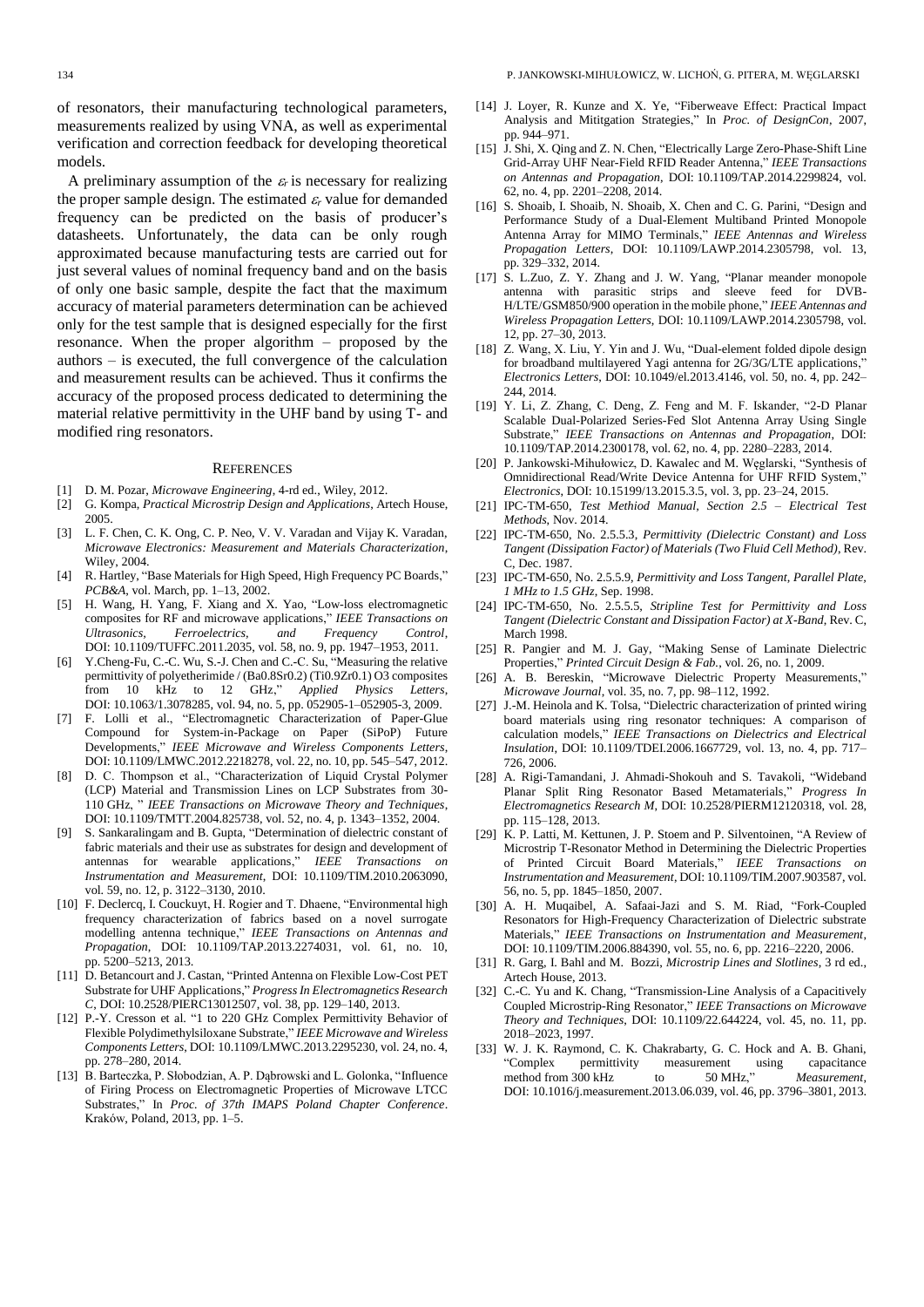of resonators, their manufacturing technological parameters, measurements realized by using VNA, as well as experimental verification and correction feedback for developing theoretical models.

A preliminary assumption of the $\varepsilon_r$ is necessary for realizing the proper sample design. The estimated $\varepsilon_r$ value for demanded frequency can be predicted on the basis of producer's datasheets. Unfortunately, the data can be only rough approximated because manufacturing tests are carried out for just several values of nominal frequency band and on the basis of only one basic sample, despite the fact that the maximum accuracy of material parameters determination can be achieved only for the test sample that is designed especially for the first resonance. When the proper algorithm – proposed by the authors – is executed, the full convergence of the calculation and measurement results can be achieved. Thus it confirms the accuracy of the proposed process dedicated to determining the material relative permittivity in the UHF band by using T- and modified ring resonators.

## References

[1] D. M. Pozar, *Microwave Engineering*, 4-rd ed., Wiley, 2012.

[2] G. Kompa, *Practical Microstrip Design and Applications*, Artech House, 2005.

[3] L. F. Chen, C. K. Ong, C. P. Neo, V. V. Varadan and Vijay K. Varadan, *Microwave Electronics: Measurement and Materials Characterization*, Wiley, 2004.

[4] R. Hartley, "Base Materials for High Speed, High Frequency PC Boards," *PCB&A*, vol. March, pp. 1–13, 2002.

[5] H. Wang, H. Yang, F. Xiang and X. Yao, "Low-loss electromagnetic composites for RF and microwave applications," *IEEE Transactions on Ultrasonics, Ferroelectrics, and Frequency Control*, DOI: 10.1109/TUFFC.2011.2035, vol. 58, no. 9, pp. 1947–1953, 2011.

[6] Y.Cheng-Fu, C.-C. Wu, S.-J. Chen and C.-C. Su, "Measuring the relative permittivity of polyetherimide / (Ba0.8Sr0.2) (Ti0.9Zr0.1) O3 composites from 10 kHz to 12 GHz," *Applied Physics Letters*, DOI: 10.1063/1.3078285, vol. 94, no. 5, pp. 052905-1–052905-3, 2009.

[7] F. Lolli et al., "Electromagnetic Characterization of Paper-Glue Compound for System-in-Package on Paper (SiPoP) Future Developments," *IEEE Microwave and Wireless Components Letters*, DOI: 10.1109/LMWC.2012.2218278, vol. 22, no. 10, pp. 545–547, 2012.

[8] D. C. Thompson et al., "Characterization of Liquid Crystal Polymer (LCP) Material and Transmission Lines on LCP Substrates from 30-110 GHz, " *IEEE Transactions on Microwave Theory and Techniques*, DOI: 10.1109/TMTT.2004.825738, vol. 52, no. 4, p. 1343–1352, 2004.

[9] S. Sankaralingam and B. Gupta, "Determination of dielectric constant of fabric materials and their use as substrates for design and development of antennas for wearable applications," *IEEE Transactions on Instrumentation and Measurement*, DOI: 10.1109/TIM.2010.2063090, vol. 59, no. 12, p. 3122–3130, 2010.

[10] F. Declercq, I. Couckuyt, H. Rogier and T. Dhaene, "Environmental high frequency characterization of fabrics based on a novel surrogate modelling antenna technique," *IEEE Transactions on Antennas and Propagation*, DOI: 10.1109/TAP.2013.2274031, vol. 61, no. 10, pp. 5200–5213, 2013.

[11] D. Betancourt and J. Castan, "Printed Antenna on Flexible Low-Cost PET Substrate for UHF Applications," *Progress In Electromagnetics Research C*, DOI: 10.2528/PIERC13012507, vol. 38, pp. 129–140, 2013.

[12] P.-Y. Cresson et al. "1 to 220 GHz Complex Permittivity Behavior of Flexible Polydimethylsiloxane Substrate," *IEEE Microwave and Wireless Components Letters*, DOI: 10.1109/LMWC.2013.2295230, vol. 24, no. 4, pp. 278–280, 2014.

[13] B. Barteczka, P. Słobodzian, A. P. Dąbrowski and L. Golonka, "Influence of Firing Process on Electromagnetic Properties of Microwave LTCC Substrates," In *Proc. of 37th IMAPS Poland Chapter Conference*. Kraków, Poland, 2013, pp. 1–5.

[14] J. Loyer, R. Kunze and X. Ye, "Fiberweave Effect: Practical Impact Analysis and Mititgation Strategies," In *Proc. of DesignCon*, 2007, pp. 944–971.

[15] J. Shi, X. Qing and Z. N. Chen, "Electrically Large Zero-Phase-Shift Line Grid-Array UHF Near-Field RFID Reader Antenna," *IEEE Transactions on Antennas and Propagation*, DOI: 10.1109/TAP.2014.2299824, vol. 62, no. 4, pp. 2201–2208, 2014.

[16] S. Shoaib, I. Shoaib, N. Shoaib, X. Chen and C. G. Parini, "Design and Performance Study of a Dual-Element Multiband Printed Monopole Antenna Array for MIMO Terminals," *IEEE Antennas and Wireless Propagation Letters*, DOI: 10.1109/LAWP.2014.2305798, vol. 13, pp. 329–332, 2014.

[17] S. L.Zuo, Z. Y. Zhang and J. W. Yang, "Planar meander monopole antenna with parasitic strips and sleeve feed for DVB-H/LTE/GSM850/900 operation in the mobile phone," *IEEE Antennas and Wireless Propagation Letters*, DOI: 10.1109/LAWP.2014.2305798, vol. 12, pp. 27–30, 2013.

[18] Z. Wang, X. Liu, Y. Yin and J. Wu, "Dual-element folded dipole design for broadband multilayered Yagi antenna for 2G/3G/LTE applications," *Electronics Letters*, DOI: 10.1049/el.2013.4146, vol. 50, no. 4, pp. 242–244, 2014.

[19] Y. Li, Z. Zhang, C. Deng, Z. Feng and M. F. Iskander, "2-D Planar Scalable Dual-Polarized Series-Fed Slot Antenna Array Using Single Substrate," *IEEE Transactions on Antennas and Propagation*, DOI: 10.1109/TAP.2014.2300178, vol. 62, no. 4, pp. 2280–2283, 2014.

[20] P. Jankowski-Mihułowicz, D. Kawalec and M. Węglarski, "Synthesis of Omnidirectional Read/Write Device Antenna for UHF RFID System," *Electronics*, DOI: 10.15199/13.2015.3.5, vol. 3, pp. 23–24, 2015.

[21] IPC-TM-650, *Test Methiod Manual, Section 2.5 – Electrical Test Methods*, Nov. 2014.

[22] IPC-TM-650, No. 2.5.5.3, *Permittivity (Dielectric Constant) and Loss Tangent (Dissipation Factor) of Materials (Two Fluid Cell Method)*, Rev. C, Dec. 1987.

[23] IPC-TM-650, No. 2.5.5.9, *Permittivity and Loss Tangent, Parallel Plate, 1 MHz to 1.5 GHz*, Sep. 1998.

[24] IPC-TM-650, No. 2.5.5.5, *Stripline Test for Permittivity and Loss Tangent (Dielectric Constant and Dissipation Factor) at X-Band*, Rev. C, March 1998.

[25] R. Pangier and M. J. Gay, "Making Sense of Laminate Dielectric Properties," *Printed Circuit Design & Fab.*, vol. 26, no. 1, 2009.

[26] A. B. Bereskin, "Microwave Dielectric Property Measurements," *Microwave Journal*, vol. 35, no. 7, pp. 98–112, 1992.

[27] J.-M. Heinola and K. Tolsa, "Dielectric characterization of printed wiring board materials using ring resonator techniques: A comparison of calculation models," *IEEE Transactions on Dielectrics and Electrical Insulation*, DOI: 10.1109/TDEI.2006.1667729, vol. 13, no. 4, pp. 717–726, 2006.

[28] A. Rigi-Tamandani, J. Ahmadi-Shokouh and S. Tavakoli, "Wideband Planar Split Ring Resonator Based Metamaterials," *Progress In Electromagnetics Research M*, DOI: 10.2528/PIERM12120318, vol. 28, pp. 115–128, 2013.

[29] K. P. Latti, M. Kettunen, J. P. Stoem and P. Silventoinen, "A Review of Microstrip T-Resonator Method in Determining the Dielectric Properties of Printed Circuit Board Materials," *IEEE Transactions on Instrumentation and Measurement*, DOI: 10.1109/TIM.2007.903587, vol. 56, no. 5, pp. 1845–1850, 2007.

[30] A. H. Muqaibel, A. Safaai-Jazi and S. M. Riad, "Fork-Coupled Resonators for High-Frequency Characterization of Dielectric substrate Materials," *IEEE Transactions on Instrumentation and Measurement*, DOI: 10.1109/TIM.2006.884390, vol. 55, no. 6, pp. 2216–2220, 2006.

[31] R. Garg, I. Bahl and M. Bozzi, *Microstrip Lines and Slotlines*, 3 rd ed., Artech House, 2013.

[32] C.-C. Yu and K. Chang, "Transmission-Line Analysis of a Capacitively Coupled Microstrip-Ring Resonator," *IEEE Transactions on Microwave Theory and Techniques*, DOI: 10.1109/22.644224, vol. 45, no. 11, pp. 2018–2023, 1997.

[33] W. J. K. Raymond, C. K. Chakrabarty, G. C. Hock and A. B. Ghani, "Complex permittivity measurement using capacitance method from 300 kHz to 50 MHz," *Measurement*, DOI: 10.1016/j.measurement.2013.06.039, vol. 46, pp. 3796–3801, 2013.